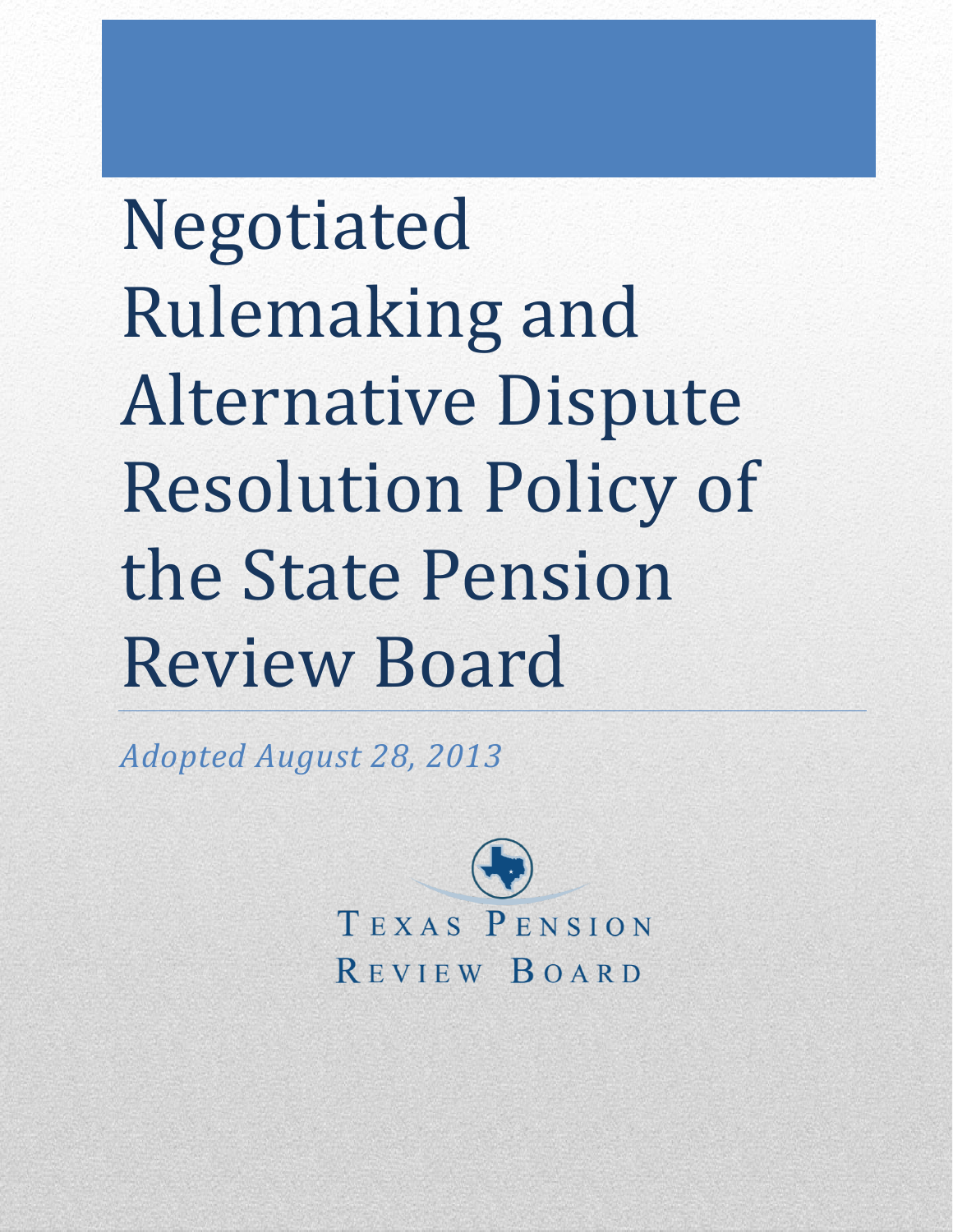# Negotiated Rulemaking and Alternative Dispute Resolution Policy of the State Pension Review Board

*Adopted August 28, 2013*

TEXAS PENSION REVIEW BOARD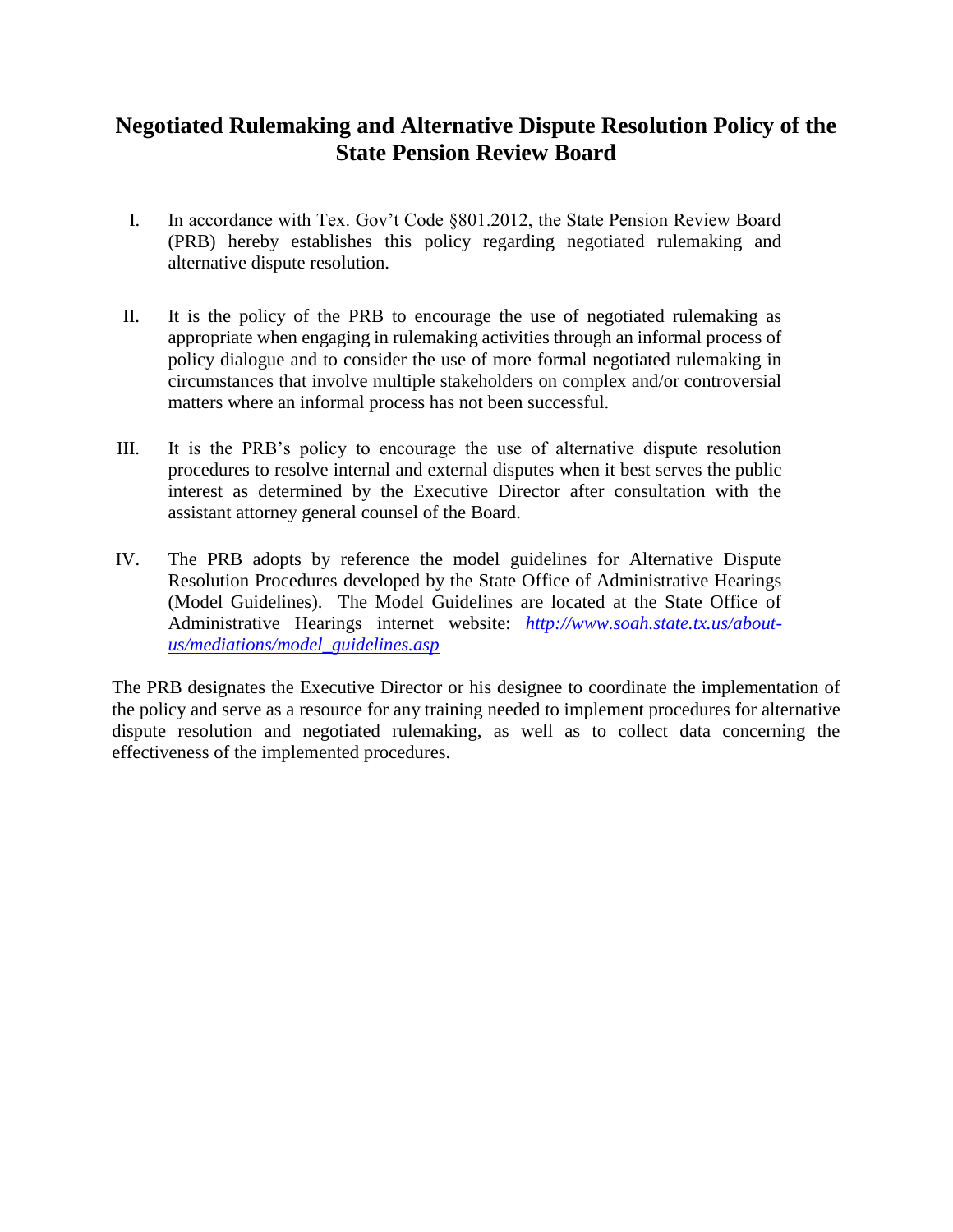# Negotiated Rulemaking and Alternative Dispute Resolution Policy of the State Pension Review Board

I. In accordance with Tex. Gov't Code §801.2012, the State Pension Review Board (PRB) hereby establishes this policy regarding negotiated rulemaking and alternative dispute resolution.

II. It is the policy of the PRB to encourage the use of negotiated rulemaking as appropriate when engaging in rulemaking activities through an informal process of policy dialogue and to consider the use of more formal negotiated rulemaking in circumstances that involve multiple stakeholders on complex and/or controversial matters where an informal process has not been successful.

III. It is the PRB's policy to encourage the use of alternative dispute resolution procedures to resolve internal and external disputes when it best serves the public interest as determined by the Executive Director after consultation with the assistant attorney general counsel of the Board.

IV. The PRB adopts by reference the model guidelines for Alternative Dispute Resolution Procedures developed by the State Office of Administrative Hearings (Model Guidelines). The Model Guidelines are located at the State Office of Administrative Hearings internet website: *[http://www.soah.state.tx.us/about-us/mediations/model_guidelines.asp](http://www.soah.state.tx.us/about-us/mediations/model_guidelines.asp)*

The PRB designates the Executive Director or his designee to coordinate the implementation of the policy and serve as a resource for any training needed to implement procedures for alternative dispute resolution and negotiated rulemaking, as well as to collect data concerning the effectiveness of the implemented procedures.